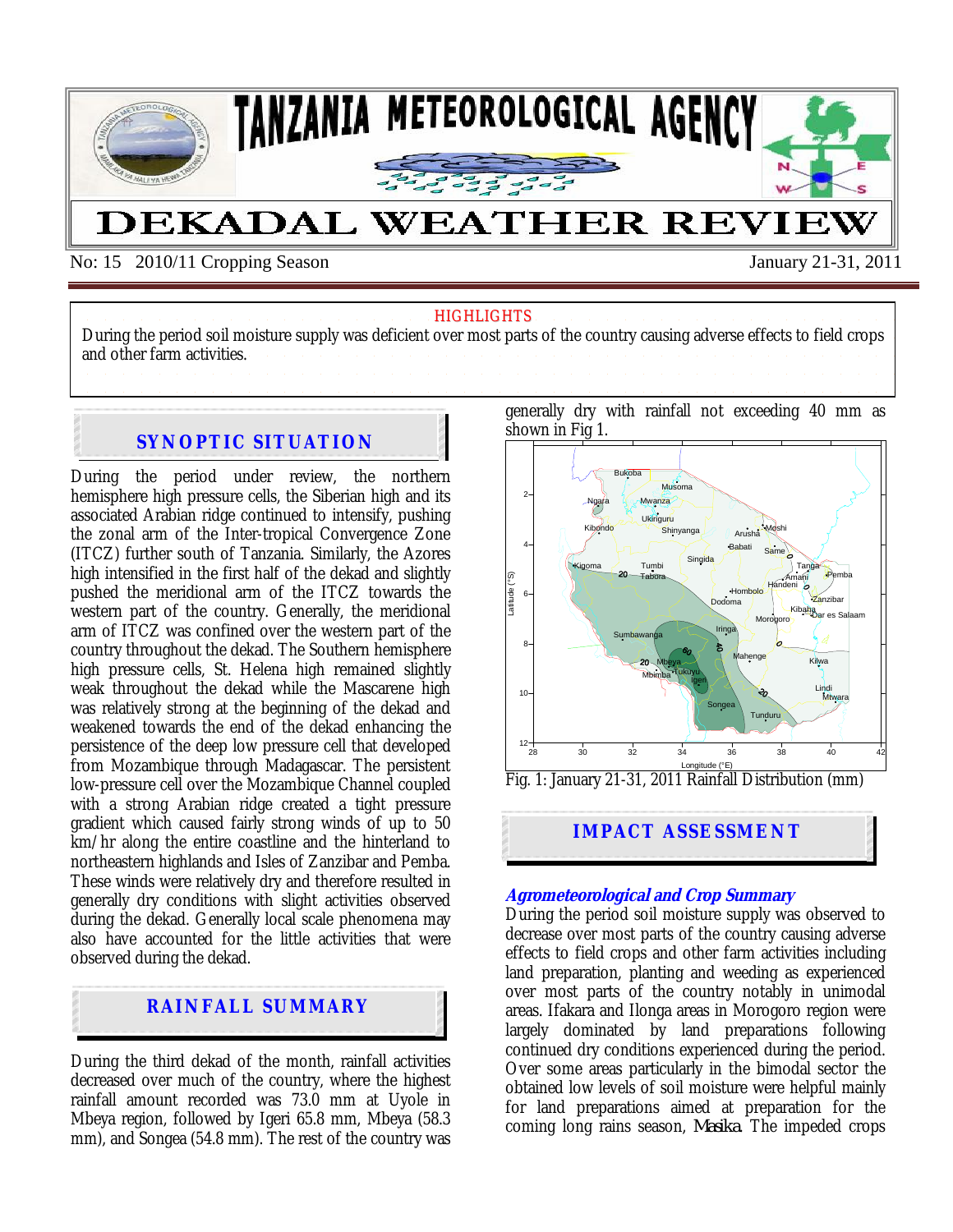# TANZANIA METEOROLOGICAL AGENCY

# DEKADAL WEATHER REVIEW

No: 15 2010/11 Cropping Season January 21-31, 2011

**HIGHLIGHTS**

During the period soil moisture supply was deficient over most parts of the country causing adverse effects to field crops and other farm activities.

## SYNOPTIC SITUATION

During the period under review, the northern hemisphere high pressure cells, the Siberian high and its associated Arabian ridge continued to intensify, pushing the zonal arm of the Inter-tropical Convergence Zone (ITCZ) further south of Tanzania. Similarly, the Azores high intensified in the first half of the dekad and slightly pushed the meridional arm of the ITCZ towards the western part of the country. Generally, the meridional arm of ITCZ was confined over the western part of the country throughout the dekad. The Southern hemisphere high pressure cells, St. Helena high remained slightly weak throughout the dekad while the Mascarene high was relatively strong at the beginning of the dekad and weakened towards the end of the dekad enhancing the persistence of the deep low pressure cell that developed from Mozambique through Madagascar. The persistent low-pressure cell over the Mozambique Channel coupled with a strong Arabian ridge created a tight pressure gradient which caused fairly strong winds of up to 50 km/hr along the entire coastline and the hinterland to northeastern highlands and Isles of Zanzibar and Pemba. These winds were relatively dry and therefore resulted in generally dry conditions with slight activities observed during the dekad. Generally local scale phenomena may also have accounted for the little activities that were observed during the dekad.

## RAINFALL SUMMARY

During the third dekad of the month, rainfall activities decreased over much of the country, where the highest rainfall amount recorded was 73.0 mm at Uyole in Mbeya region, followed by Igeri 65.8 mm, Mbeya (58.3 mm), and Songea (54.8 mm). The rest of the country was generally dry with rainfall not exceeding 40 mm as shown in Fig 1.

Fig. 1: January 21-31, 2011 Rainfall Distribution (mm)

## IMPACT ASSESSMENT

### *Agrometeorological and Crop Summary*

During the period soil moisture supply was observed to decrease over most parts of the country causing adverse effects to field crops and other farm activities including land preparation, planting and weeding as experienced over most parts of the country notably in unimodal areas. Ifakara and Ilonga areas in Morogoro region were largely dominated by land preparations following continued dry conditions experienced during the period. Over some areas particularly in the bimodal sector the obtained low levels of soil moisture were helpful mainly for land preparations aimed at preparation for the coming long rains season, *Masika*. The impeded crops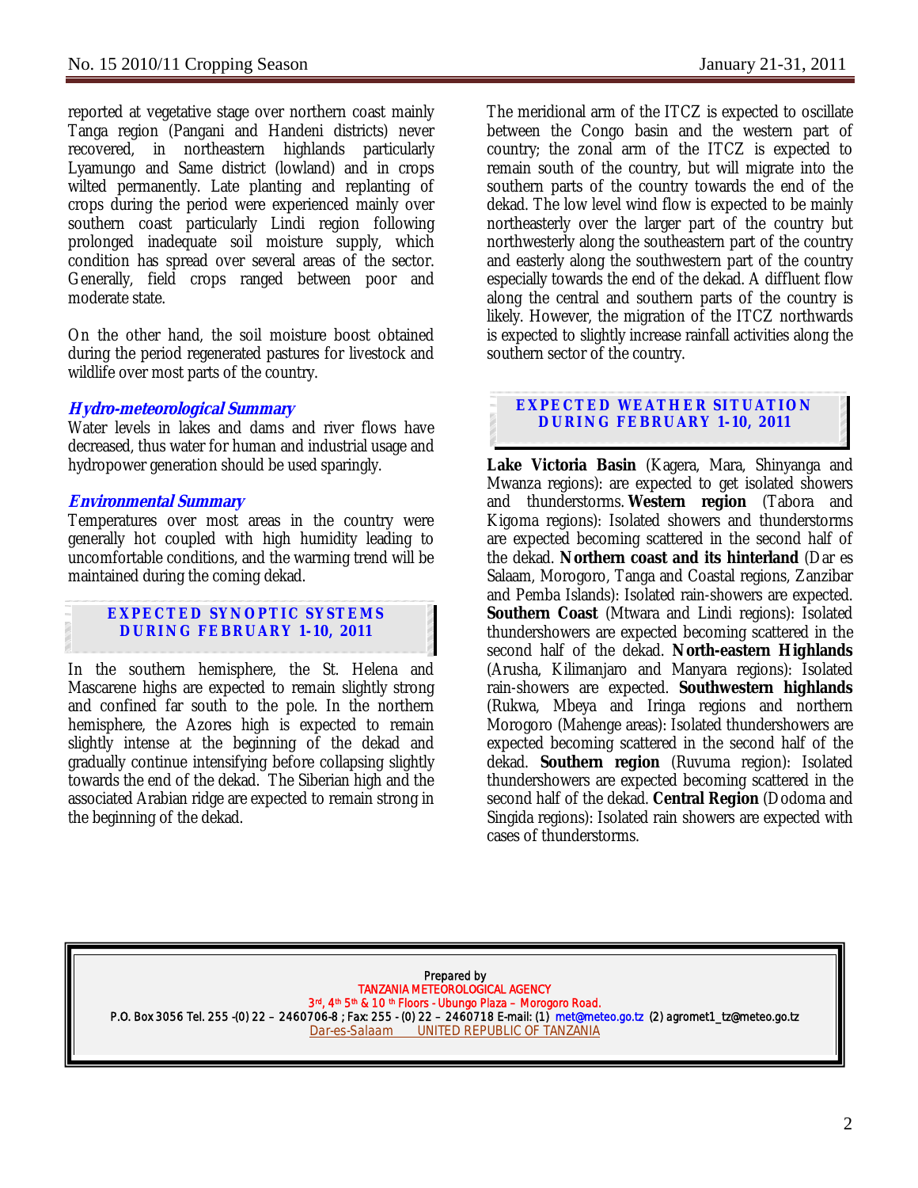reported at vegetative stage over northern coast mainly Tanga region (Pangani and Handeni districts) never recovered, in northeastern highlands particularly Lyamungo and Same district (lowland) and in crops wilted permanently. Late planting and replanting of crops during the period were experienced mainly over southern coast particularly Lindi region following prolonged inadequate soil moisture supply, which condition has spread over several areas of the sector. Generally, field crops ranged between poor and moderate state.

On the other hand, the soil moisture boost obtained during the period regenerated pastures for livestock and wildlife over most parts of the country.

### *Hydro-meteorological Summary*

Water levels in lakes and dams and river flows have decreased, thus water for human and industrial usage and hydropower generation should be used sparingly.

### *Environmental Summary*

Temperatures over most areas in the country were generally hot coupled with high humidity leading to uncomfortable conditions, and the warming trend will be maintained during the coming dekad.

## EXPECTED SYNOPTIC SYSTEMS DURING FEBRUARY 1-10, 2011

In the southern hemisphere, the St. Helena and Mascarene highs are expected to remain slightly strong and confined far south to the pole. In the northern hemisphere, the Azores high is expected to remain slightly intense at the beginning of the dekad and gradually continue intensifying before collapsing slightly towards the end of the dekad. The Siberian high and the associated Arabian ridge are expected to remain strong in the beginning of the dekad.

The meridional arm of the ITCZ is expected to oscillate between the Congo basin and the western part of country; the zonal arm of the ITCZ is expected to remain south of the country, but will migrate into the southern parts of the country towards the end of the dekad. The low level wind flow is expected to be mainly northeasterly over the larger part of the country but northwesterly along the southeastern part of the country and easterly along the southwestern part of the country especially towards the end of the dekad. A diffluent flow along the central and southern parts of the country is likely. However, the migration of the ITCZ northwards is expected to slightly increase rainfall activities along the southern sector of the country.

## EXPECTED WEATHER SITUATION DURING FEBRUARY 1-10, 2011

**Lake Victoria Basin** (Kagera, Mara, Shinyanga and Mwanza regions): are expected to get isolated showers and thunderstorms. **Western region** (Tabora and Kigoma regions): Isolated showers and thunderstorms are expected becoming scattered in the second half of the dekad. **Northern coast and its hinterland** (Dar es Salaam, Morogoro, Tanga and Coastal regions, Zanzibar and Pemba Islands): Isolated rain-showers are expected. **Southern Coast** (Mtwara and Lindi regions): Isolated thundershowers are expected becoming scattered in the second half of the dekad. **North-eastern Highlands** (Arusha, Kilimanjaro and Manyara regions): Isolated rain-showers are expected. **Southwestern highlands** (Rukwa, Mbeya and Iringa regions and northern Morogoro (Mahenge areas): Isolated thundershowers are expected becoming scattered in the second half of the dekad. **Southern region** (Ruvuma region): Isolated thundershowers are expected becoming scattered in the second half of the dekad. **Central Region** (Dodoma and Singida regions): Isolated rain showers are expected with cases of thunderstorms.

Prepared by
TANZANIA METEOROLOGICAL AGENCY
3rd, 4th 5th & 10 th Floors - Ubungo Plaza – Morogoro Road.
P.O. Box 3056 Tel. 255 -(0) 22 – 2460706-8 ; Fax: 255 - (0) 22 – 2460718 E-mail: (1) met@meteo.go.tz (2) agromet1_tz@meteo.go.tz
Dar-es-Salaam UNITED REPUBLIC OF TANZANIA